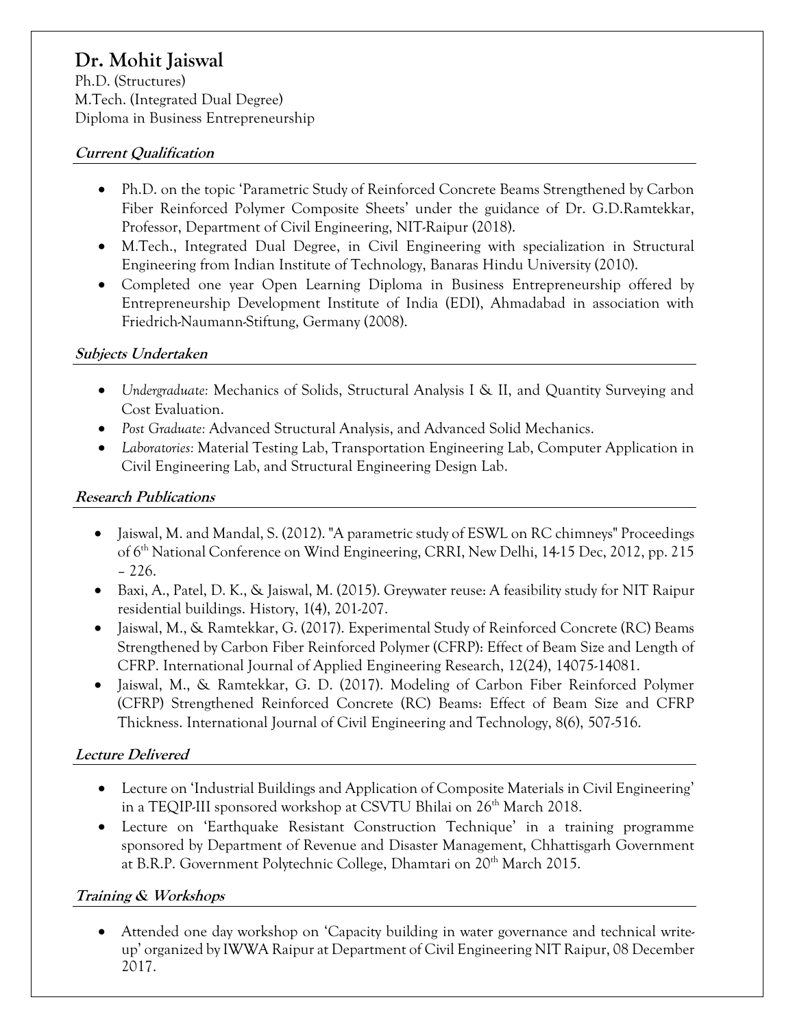# Dr. Mohit Jaiswal

Ph.D. (Structures)
M.Tech. (Integrated Dual Degree)
Diploma in Business Entrepreneurship

## Current Qualification

- Ph.D. on the topic 'Parametric Study of Reinforced Concrete Beams Strengthened by Carbon Fiber Reinforced Polymer Composite Sheets' under the guidance of Dr. G.D.Ramtekkar, Professor, Department of Civil Engineering, NIT-Raipur (2018).
- M.Tech., Integrated Dual Degree, in Civil Engineering with specialization in Structural Engineering from Indian Institute of Technology, Banaras Hindu University (2010).
- Completed one year Open Learning Diploma in Business Entrepreneurship offered by Entrepreneurship Development Institute of India (EDI), Ahmadabad in association with Friedrich-Naumann-Stiftung, Germany (2008).

## Subjects Undertaken

- *Undergraduate:* Mechanics of Solids, Structural Analysis I & II, and Quantity Surveying and Cost Evaluation.
- *Post Graduate:* Advanced Structural Analysis, and Advanced Solid Mechanics.
- *Laboratories:* Material Testing Lab, Transportation Engineering Lab, Computer Application in Civil Engineering Lab, and Structural Engineering Design Lab.

## Research Publications

- Jaiswal, M. and Mandal, S. (2012). "A parametric study of ESWL on RC chimneys" Proceedings of 6th National Conference on Wind Engineering, CRRI, New Delhi, 14-15 Dec, 2012, pp. 215 – 226.
- Baxi, A., Patel, D. K., & Jaiswal, M. (2015). Greywater reuse: A feasibility study for NIT Raipur residential buildings. History, 1(4), 201-207.
- Jaiswal, M., & Ramtekkar, G. (2017). Experimental Study of Reinforced Concrete (RC) Beams Strengthened by Carbon Fiber Reinforced Polymer (CFRP): Effect of Beam Size and Length of CFRP. International Journal of Applied Engineering Research, 12(24), 14075-14081.
- Jaiswal, M., & Ramtekkar, G. D. (2017). Modeling of Carbon Fiber Reinforced Polymer (CFRP) Strengthened Reinforced Concrete (RC) Beams: Effect of Beam Size and CFRP Thickness. International Journal of Civil Engineering and Technology, 8(6), 507-516.

## Lecture Delivered

- Lecture on 'Industrial Buildings and Application of Composite Materials in Civil Engineering' in a TEQIP-III sponsored workshop at CSVTU Bhilai on 26th March 2018.
- Lecture on 'Earthquake Resistant Construction Technique' in a training programme sponsored by Department of Revenue and Disaster Management, Chhattisgarh Government at B.R.P. Government Polytechnic College, Dhamtari on 20th March 2015.

## Training & Workshops

- Attended one day workshop on 'Capacity building in water governance and technical write-up' organized by IWWA Raipur at Department of Civil Engineering NIT Raipur, 08 December 2017.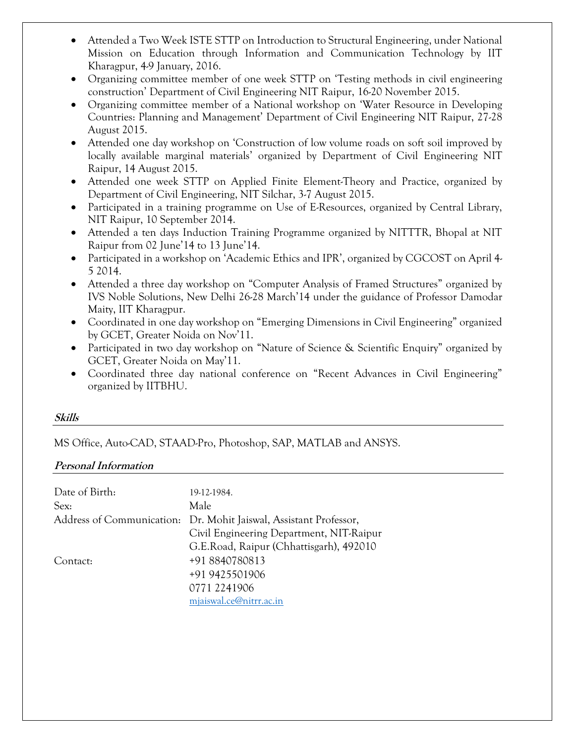- Attended a Two Week ISTE STTP on Introduction to Structural Engineering, under National Mission on Education through Information and Communication Technology by IIT Kharagpur, 4-9 January, 2016.
- Organizing committee member of one week STTP on 'Testing methods in civil engineering construction' Department of Civil Engineering NIT Raipur, 16-20 November 2015.
- Organizing committee member of a National workshop on 'Water Resource in Developing Countries: Planning and Management' Department of Civil Engineering NIT Raipur, 27-28 August 2015.
- Attended one day workshop on 'Construction of low volume roads on soft soil improved by locally available marginal materials' organized by Department of Civil Engineering NIT Raipur, 14 August 2015.
- Attended one week STTP on Applied Finite Element-Theory and Practice, organized by Department of Civil Engineering, NIT Silchar, 3-7 August 2015.
- Participated in a training programme on Use of E-Resources, organized by Central Library, NIT Raipur, 10 September 2014.
- Attended a ten days Induction Training Programme organized by NITTTR, Bhopal at NIT Raipur from 02 June'14 to 13 June'14.
- Participated in a workshop on 'Academic Ethics and IPR', organized by CGCOST on April 4-5 2014.
- Attended a three day workshop on "Computer Analysis of Framed Structures" organized by IVS Noble Solutions, New Delhi 26-28 March'14 under the guidance of Professor Damodar Maity, IIT Kharagpur.
- Coordinated in one day workshop on "Emerging Dimensions in Civil Engineering" organized by GCET, Greater Noida on Nov'11.
- Participated in two day workshop on "Nature of Science & Scientific Enquiry" organized by GCET, Greater Noida on May'11.
- Coordinated three day national conference on "Recent Advances in Civil Engineering" organized by IITBHU.

## *Skills*

MS Office, Auto-CAD, STAAD-Pro, Photoshop, SAP, MATLAB and ANSYS.

## *Personal Information*

| | |
|---|---|
| Date of Birth: | 19-12-1984. |
| Sex: | Male |
| Address of Communication: | Dr. Mohit Jaiswal, Assistant Professor,<br>Civil Engineering Department, NIT-Raipur<br>G.E.Road, Raipur (Chhattisgarh), 492010 |
| Contact: | +91 8840780813<br>+91 9425501906<br>0771 2241906<br>mjaiswal.ce@nitrr.ac.in |